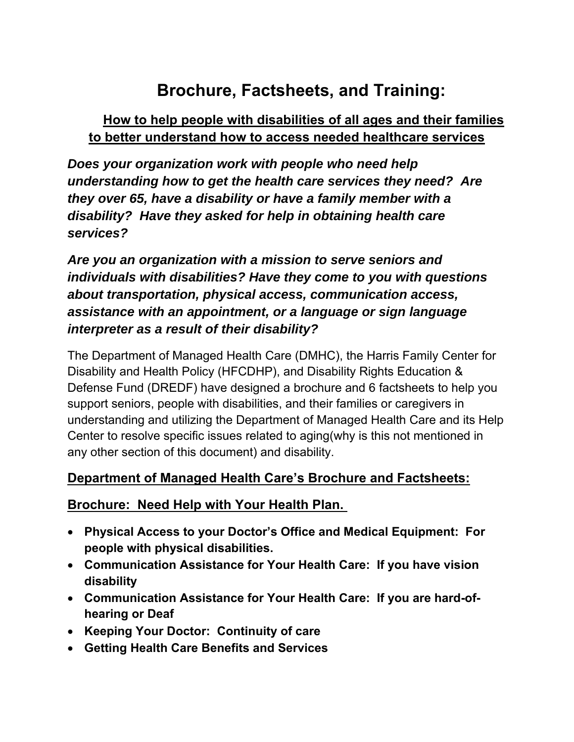# Brochure, Factsheets, and Training:

## How to help people with disabilities of all ages and their families to better understand how to access needed healthcare services

***Does your organization work with people who need help understanding how to get the health care services they need? Are they over 65, have a disability or have a family member with a disability? Have they asked for help in obtaining health care services?***

***Are you an organization with a mission to serve seniors and individuals with disabilities? Have they come to you with questions about transportation, physical access, communication access, assistance with an appointment, or a language or sign language interpreter as a result of their disability?***

The Department of Managed Health Care (DMHC), the Harris Family Center for Disability and Health Policy (HFCDHP), and Disability Rights Education & Defense Fund (DREDF) have designed a brochure and 6 factsheets to help you support seniors, people with disabilities, and their families or caregivers in understanding and utilizing the Department of Managed Health Care and its Help Center to resolve specific issues related to aging(why is this not mentioned in any other section of this document) and disability.

### Department of Managed Health Care's Brochure and Factsheets:

### Brochure: Need Help with Your Health Plan.

- **Physical Access to your Doctor's Office and Medical Equipment: For people with physical disabilities.**
- **Communication Assistance for Your Health Care: If you have vision disability**
- **Communication Assistance for Your Health Care: If you are hard-of-hearing or Deaf**
- **Keeping Your Doctor: Continuity of care**
- **Getting Health Care Benefits and Services**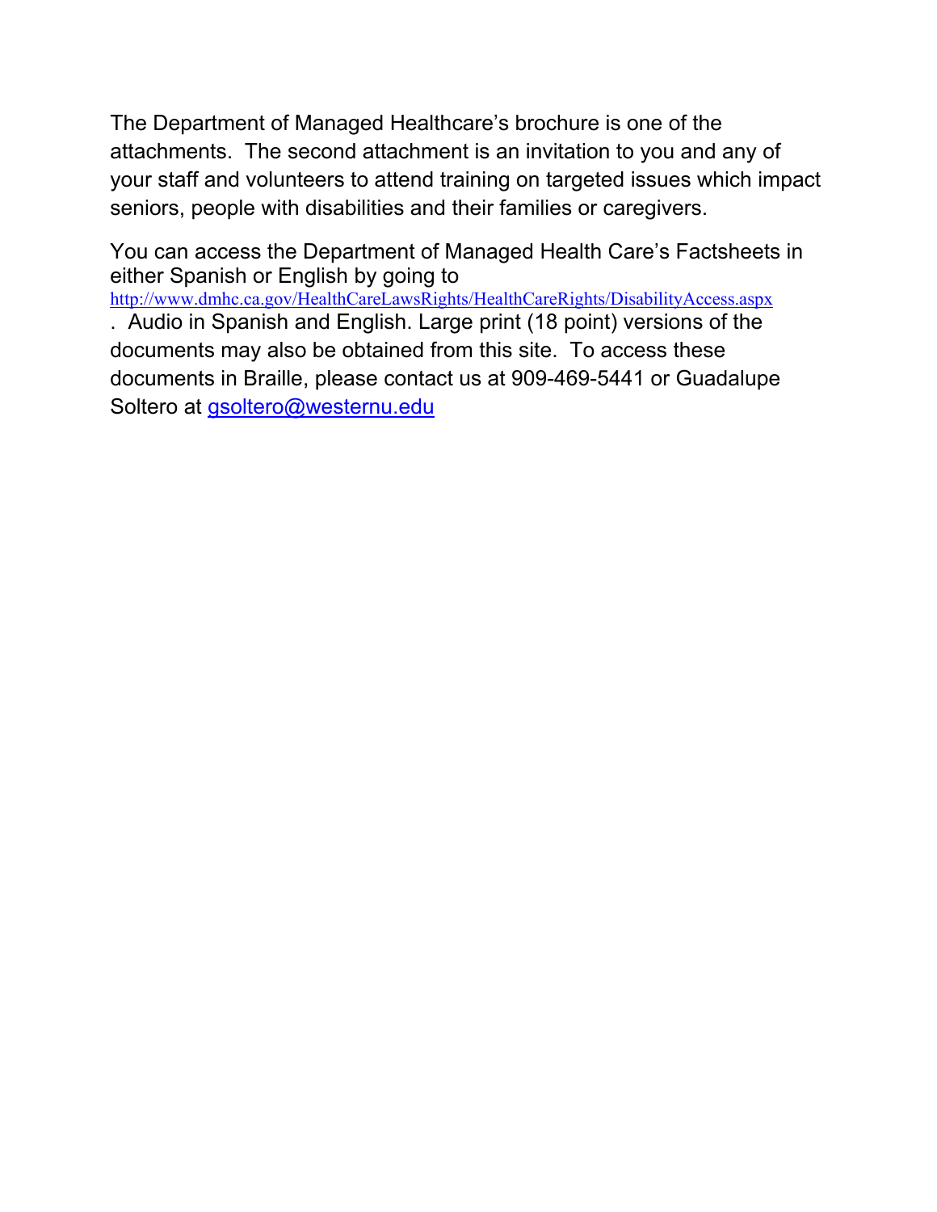The Department of Managed Healthcare's brochure is one of the attachments.  The second attachment is an invitation to you and any of your staff and volunteers to attend training on targeted issues which impact seniors, people with disabilities and their families or caregivers.

You can access the Department of Managed Health Care's Factsheets in either Spanish or English by going to http://www.dmhc.ca.gov/HealthCareLawsRights/HealthCareRights/DisabilityAccess.aspx .  Audio in Spanish and English. Large print (18 point) versions of the documents may also be obtained from this site.  To access these documents in Braille, please contact us at 909-469-5441 or Guadalupe Soltero at gsoltero@westernu.edu